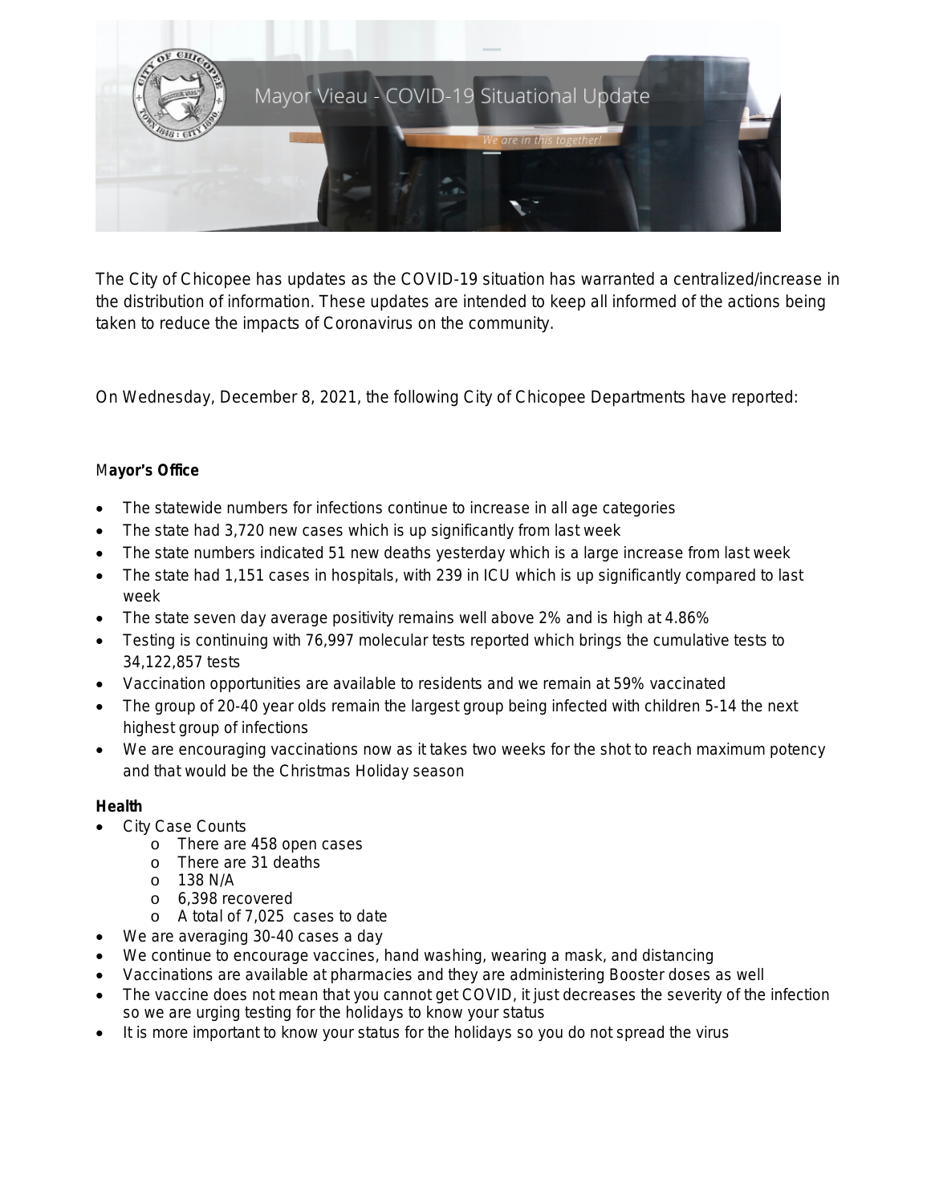Mayor Vieau - COVID-19 Situational Update

*We are in this together!*

The City of Chicopee has updates as the COVID-19 situation has warranted a centralized/increase in the distribution of information. These updates are intended to keep all informed of the actions being taken to reduce the impacts of Coronavirus on the community.

On Wednesday, December 8, 2021, the following City of Chicopee Departments have reported:

**Mayor's Office**

- The statewide numbers for infections continue to increase in all age categories
- The state had 3,720 new cases which is up significantly from last week
- The state numbers indicated 51 new deaths yesterday which is a large increase from last week
- The state had 1,151 cases in hospitals, with 239 in ICU which is up significantly compared to last week
- The state seven day average positivity remains well above 2% and is high at 4.86%
- Testing is continuing with 76,997 molecular tests reported which brings the cumulative tests to 34,122,857 tests
- Vaccination opportunities are available to residents and we remain at 59% vaccinated
- The group of 20-40 year olds remain the largest group being infected with children 5-14 the next highest group of infections
- We are encouraging vaccinations now as it takes two weeks for the shot to reach maximum potency and that would be the Christmas Holiday season

**Health**

- City Case Counts
  - There are 458 open cases
  - There are 31 deaths
  - 138 N/A
  - 6,398 recovered
  - A total of 7,025 cases to date
- We are averaging 30-40 cases a day
- We continue to encourage vaccines, hand washing, wearing a mask, and distancing
- Vaccinations are available at pharmacies and they are administering Booster doses as well
- The vaccine does not mean that you cannot get COVID, it just decreases the severity of the infection so we are urging testing for the holidays to know your status
- It is more important to know your status for the holidays so you do not spread the virus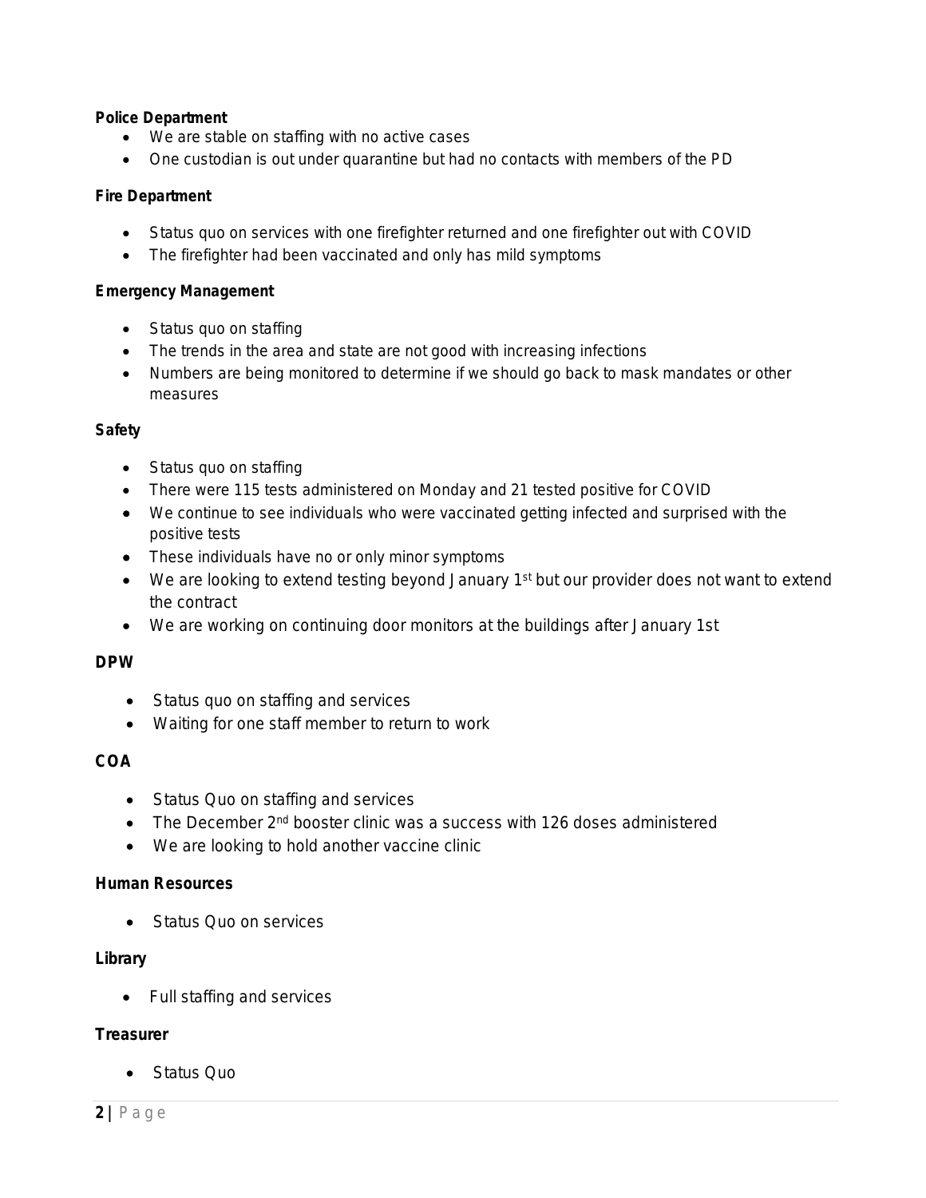**Police Department**

- We are stable on staffing with no active cases
- One custodian is out under quarantine but had no contacts with members of the PD

**Fire Department**

- Status quo on services with one firefighter returned and one firefighter out with COVID
- The firefighter had been vaccinated and only has mild symptoms

**Emergency Management**

- Status quo on staffing
- The trends in the area and state are not good with increasing infections
- Numbers are being monitored to determine if we should go back to mask mandates or other measures

**Safety**

- Status quo on staffing
- There were 115 tests administered on Monday and 21 tested positive for COVID
- We continue to see individuals who were vaccinated getting infected and surprised with the positive tests
- These individuals have no or only minor symptoms
- We are looking to extend testing beyond January 1st but our provider does not want to extend the contract
- We are working on continuing door monitors at the buildings after January 1st

**DPW**

- Status quo on staffing and services
- Waiting for one staff member to return to work

**COA**

- Status Quo on staffing and services
- The December 2nd booster clinic was a success with 126 doses administered
- We are looking to hold another vaccine clinic

**Human Resources**

- Status Quo on services

**Library**

- Full staffing and services

**Treasurer**

- Status Quo